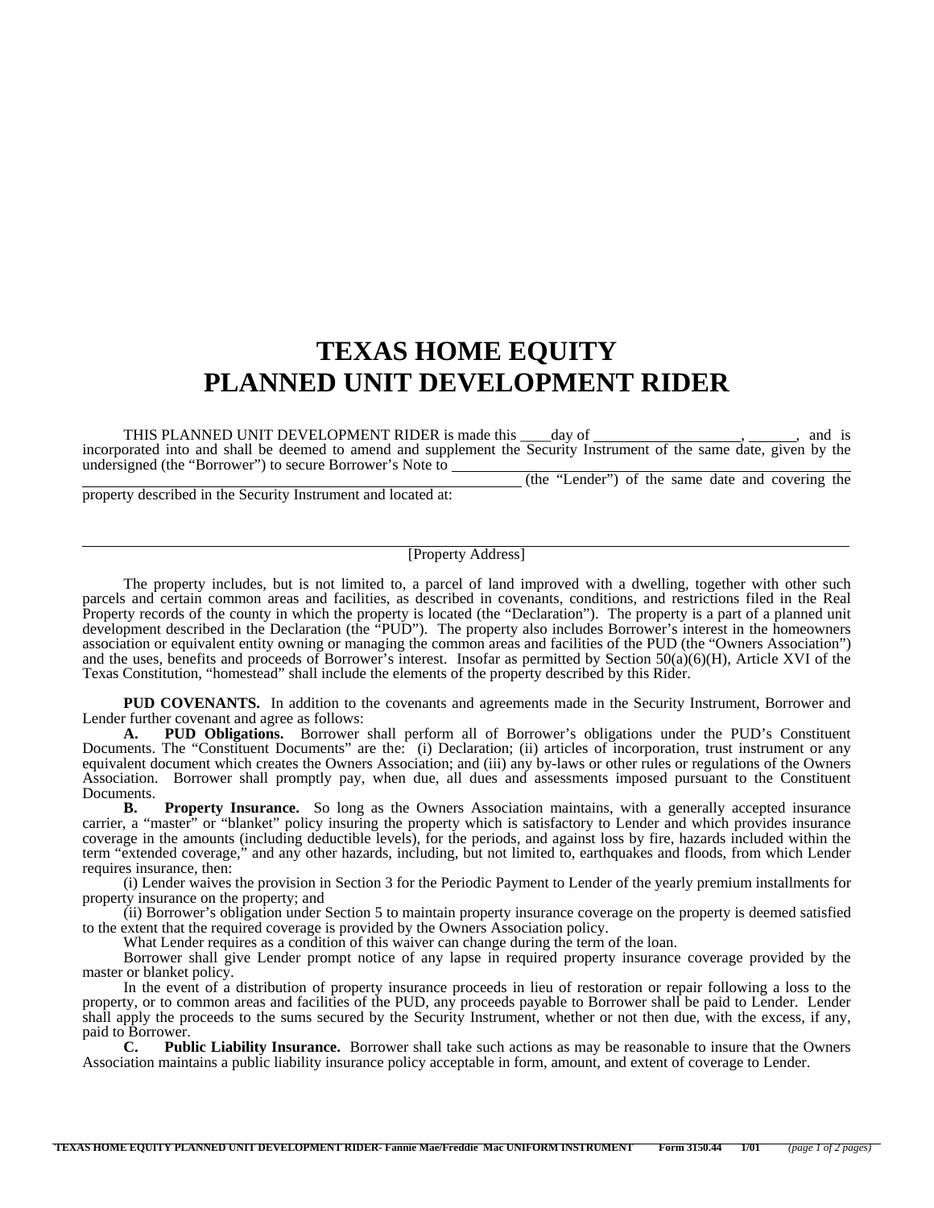# TEXAS HOME EQUITY
# PLANNED UNIT DEVELOPMENT RIDER

THIS PLANNED UNIT DEVELOPMENT RIDER is made this \_\_\_\_day of \_\_\_\_\_\_\_\_\_\_\_\_\_\_\_\_\_\_\_, \_\_\_\_\_\_, and is incorporated into and shall be deemed to amend and supplement the Security Instrument of the same date, given by the undersigned (the "Borrower") to secure Borrower's Note to \_\_\_\_\_\_\_\_\_\_\_\_\_\_\_\_\_\_\_\_\_\_\_\_\_\_\_\_\_\_\_\_\_\_\_\_\_\_\_\_\_\_\_\_\_\_\_\_\_\_\_\_\_\_\_\_\_\_\_\_\_\_\_\_\_\_ (the "Lender") of the same date and covering the property described in the Security Instrument and located at:

\_\_\_\_\_\_\_\_\_\_\_\_\_\_\_\_\_\_\_\_\_\_\_\_\_\_\_\_\_\_\_\_\_\_\_\_\_\_\_\_\_\_\_\_\_\_\_\_\_\_\_\_\_\_\_\_\_\_\_\_\_\_\_\_\_\_\_\_\_\_\_\_

[Property Address]

The property includes, but is not limited to, a parcel of land improved with a dwelling, together with other such parcels and certain common areas and facilities, as described in covenants, conditions, and restrictions filed in the Real Property records of the county in which the property is located (the "Declaration"). The property is a part of a planned unit development described in the Declaration (the "PUD"). The property also includes Borrower's interest in the homeowners association or equivalent entity owning or managing the common areas and facilities of the PUD (the "Owners Association") and the uses, benefits and proceeds of Borrower's interest. Insofar as permitted by Section 50(a)(6)(H), Article XVI of the Texas Constitution, "homestead" shall include the elements of the property described by this Rider.

**PUD COVENANTS.** In addition to the covenants and agreements made in the Security Instrument, Borrower and Lender further covenant and agree as follows:

**A. PUD Obligations.** Borrower shall perform all of Borrower's obligations under the PUD's Constituent Documents. The "Constituent Documents" are the: (i) Declaration; (ii) articles of incorporation, trust instrument or any equivalent document which creates the Owners Association; and (iii) any by-laws or other rules or regulations of the Owners Association. Borrower shall promptly pay, when due, all dues and assessments imposed pursuant to the Constituent Documents.

**B. Property Insurance.** So long as the Owners Association maintains, with a generally accepted insurance carrier, a "master" or "blanket" policy insuring the property which is satisfactory to Lender and which provides insurance coverage in the amounts (including deductible levels), for the periods, and against loss by fire, hazards included within the term "extended coverage," and any other hazards, including, but not limited to, earthquakes and floods, from which Lender requires insurance, then:

(i) Lender waives the provision in Section 3 for the Periodic Payment to Lender of the yearly premium installments for property insurance on the property; and

(ii) Borrower's obligation under Section 5 to maintain property insurance coverage on the property is deemed satisfied to the extent that the required coverage is provided by the Owners Association policy.

What Lender requires as a condition of this waiver can change during the term of the loan.

Borrower shall give Lender prompt notice of any lapse in required property insurance coverage provided by the master or blanket policy.

In the event of a distribution of property insurance proceeds in lieu of restoration or repair following a loss to the property, or to common areas and facilities of the PUD, any proceeds payable to Borrower shall be paid to Lender. Lender shall apply the proceeds to the sums secured by the Security Instrument, whether or not then due, with the excess, if any, paid to Borrower.

**C. Public Liability Insurance.** Borrower shall take such actions as may be reasonable to insure that the Owners Association maintains a public liability insurance policy acceptable in form, amount, and extent of coverage to Lender.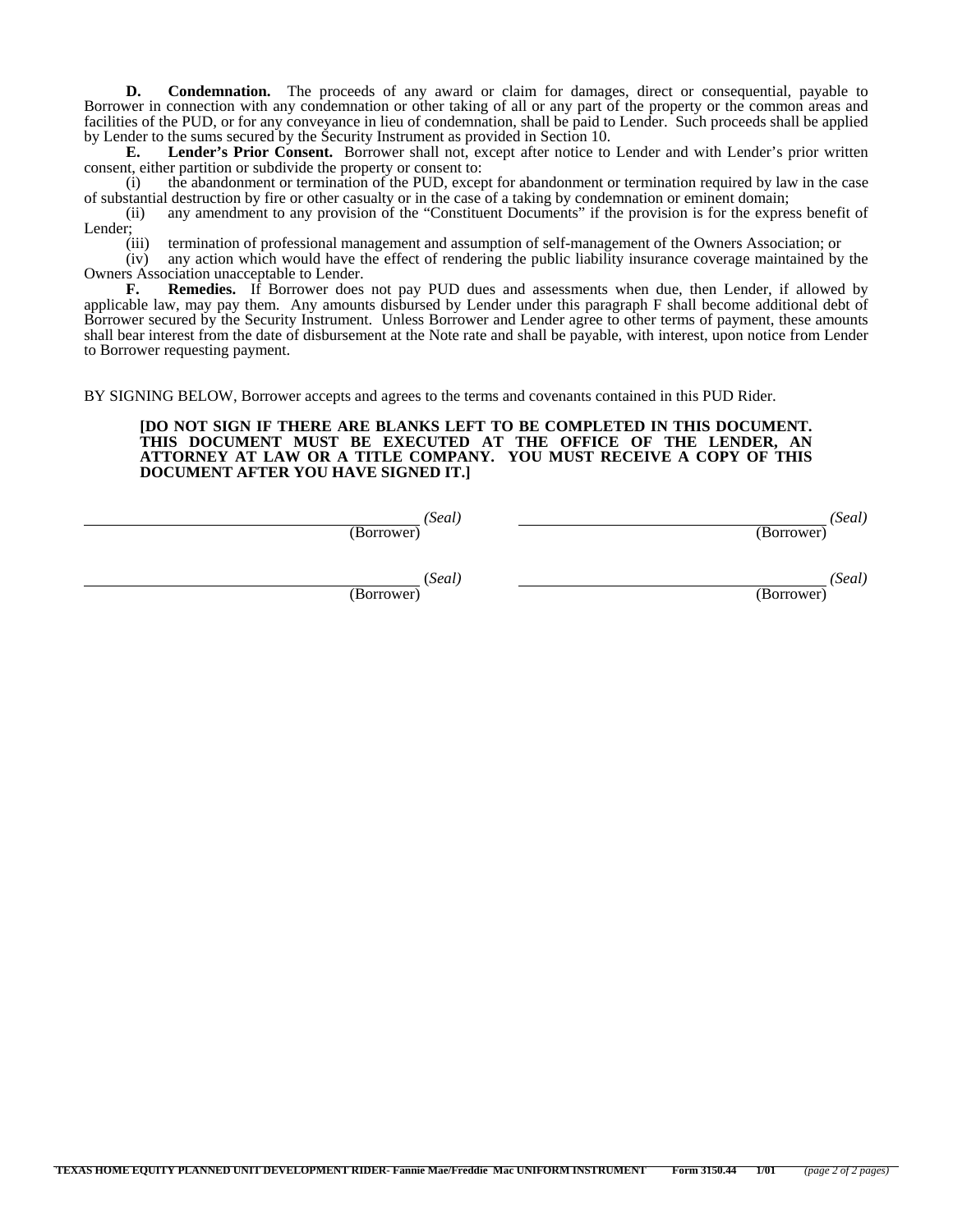**D. Condemnation.** The proceeds of any award or claim for damages, direct or consequential, payable to Borrower in connection with any condemnation or other taking of all or any part of the property or the common areas and facilities of the PUD, or for any conveyance in lieu of condemnation, shall be paid to Lender. Such proceeds shall be applied by Lender to the sums secured by the Security Instrument as provided in Section 10.

**E. Lender's Prior Consent.** Borrower shall not, except after notice to Lender and with Lender's prior written consent, either partition or subdivide the property or consent to:

(i) the abandonment or termination of the PUD, except for abandonment or termination required by law in the case of substantial destruction by fire or other casualty or in the case of a taking by condemnation or eminent domain;

(ii) any amendment to any provision of the "Constituent Documents" if the provision is for the express benefit of Lender;

(iii) termination of professional management and assumption of self-management of the Owners Association; or

(iv) any action which would have the effect of rendering the public liability insurance coverage maintained by the Owners Association unacceptable to Lender.

**F. Remedies.** If Borrower does not pay PUD dues and assessments when due, then Lender, if allowed by applicable law, may pay them. Any amounts disbursed by Lender under this paragraph F shall become additional debt of Borrower secured by the Security Instrument. Unless Borrower and Lender agree to other terms of payment, these amounts shall bear interest from the date of disbursement at the Note rate and shall be payable, with interest, upon notice from Lender to Borrower requesting payment.

BY SIGNING BELOW, Borrower accepts and agrees to the terms and covenants contained in this PUD Rider.

**[DO NOT SIGN IF THERE ARE BLANKS LEFT TO BE COMPLETED IN THIS DOCUMENT. THIS DOCUMENT MUST BE EXECUTED AT THE OFFICE OF THE LENDER, AN ATTORNEY AT LAW OR A TITLE COMPANY. YOU MUST RECEIVE A COPY OF THIS DOCUMENT AFTER YOU HAVE SIGNED IT.]**

_______________________________ *(Seal)*
(Borrower)

_______________________________ *(Seal)*
(Borrower)

_______________________________ *(Seal)*
(Borrower)

_______________________________ *(Seal)*
(Borrower)

**TEXAS HOME EQUITY PLANNED UNIT DEVELOPMENT RIDER- Fannie Mae/Freddie Mac UNIFORM INSTRUMENT Form 3150.44 1/01**